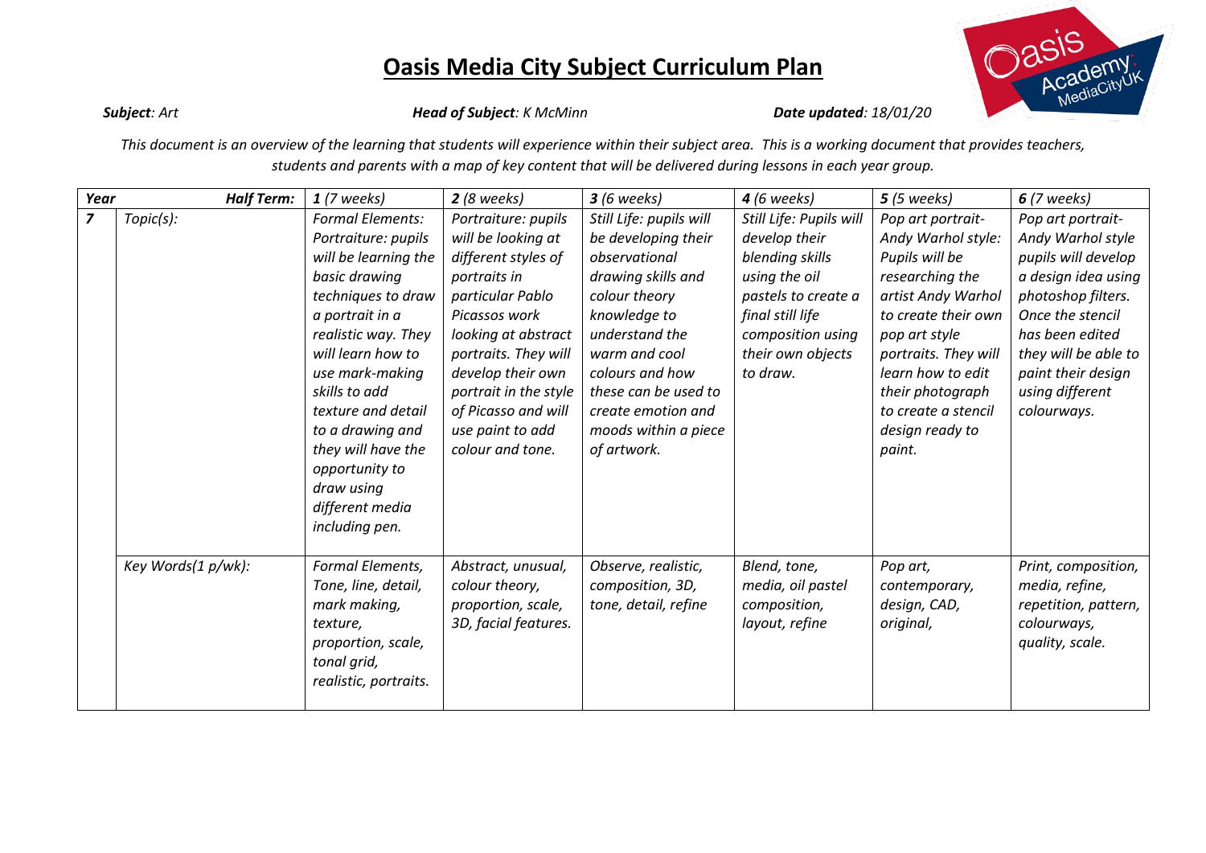# Oasis Media City Subject Curriculum Plan

***Subject**: Art* ***Head of Subject**: K McMinn* ***Date updated**: 18/01/20*

*This document is an overview of the learning that students will experience within their subject area. This is a working document that provides teachers, students and parents with a map of key content that will be delivered during lessons in each year group.*

| ***Year*** | ***Half Term:*** | ***1** (7 weeks)* | ***2** (8 weeks)* | ***3** (6 weeks)* | ***4** (6 weeks)* | ***5** (5 weeks)* | ***6** (7 weeks)* |
|---|---|---|---|---|---|---|---|
| ***7*** | *Topic(s):* | *Formal Elements: Portraiture: pupils will be learning the basic drawing techniques to draw a portrait in a realistic way. They will learn how to use mark-making skills to add texture and detail to a drawing and they will have the opportunity to draw using different media including pen.* | *Portraiture: pupils will be looking at different styles of portraits in particular Pablo Picassos work looking at abstract portraits. They will develop their own portrait in the style of Picasso and will use paint to add colour and tone.* | *Still Life: pupils will be developing their observational drawing skills and colour theory knowledge to understand the warm and cool colours and how these can be used to create emotion and moods within a piece of artwork.* | *Still Life: Pupils will develop their blending skills using the oil pastels to create a final still life composition using their own objects to draw.* | *Pop art portrait- Andy Warhol style: Pupils will be researching the artist Andy Warhol to create their own pop art style portraits. They will learn how to edit their photograph to create a stencil design ready to paint.* | *Pop art portrait- Andy Warhol style pupils will develop a design idea using photoshop filters. Once the stencil has been edited they will be able to paint their design using different colourways.* |
| | *Key Words(1 p/wk):* | *Formal Elements, Tone, line, detail, mark making, texture, proportion, scale, tonal grid, realistic, portraits.* | *Abstract, unusual, colour theory, proportion, scale, 3D, facial features.* | *Observe, realistic, composition, 3D, tone, detail, refine* | *Blend, tone, media, oil pastel composition, layout, refine* | *Pop art, contemporary, design, CAD, original,* | *Print, composition, media, refine, repetition, pattern, colourways, quality, scale.* |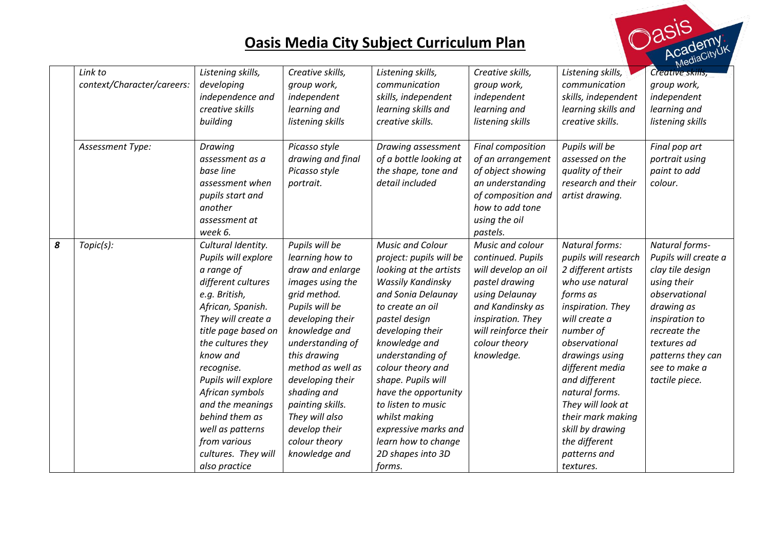# Oasis Media City Subject Curriculum Plan

| | | | | | | | |
|---|---|---|---|---|---|---|---|
| | *Link to context/Character/careers:* | *Listening skills, developing independence and creative skills building* | *Creative skills, group work, independent learning and listening skills* | *Listening skills, communication skills, independent learning skills and creative skills.* | *Creative skills, group work, independent learning and listening skills* | *Listening skills, communication skills, independent learning skills and creative skills.* | *Creative skills, group work, independent learning and listening skills* |
| | *Assessment Type:* | *Drawing assessment as a base line assessment when pupils start and another assessment at week 6.* | *Picasso style drawing and final Picasso style portrait.* | *Drawing assessment of a bottle looking at the shape, tone and detail included* | *Final composition of an arrangement of object showing an understanding of composition and how to add tone using the oil pastels.* | *Pupils will be assessed on the quality of their research and their artist drawing.* | *Final pop art portrait using paint to add colour.* |
| ***8*** | *Topic(s):* | *Cultural Identity. Pupils will explore a range of different cultures e.g. British, African, Spanish. They will create a title page based on the cultures they know and recognise. Pupils will explore African symbols and the meanings behind them as well as patterns from various cultures. They will also practice* | *Pupils will be learning how to draw and enlarge images using the grid method. Pupils will be developing their knowledge and understanding of this drawing method as well as developing their shading and painting skills. They will also develop their colour theory knowledge and* | *Music and Colour project: pupils will be looking at the artists Wassily Kandinsky and Sonia Delaunay to create an oil pastel design developing their knowledge and understanding of colour theory and shape. Pupils will have the opportunity to listen to music whilst making expressive marks and learn how to change 2D shapes into 3D forms.* | *Music and colour continued. Pupils will develop an oil pastel drawing using Delaunay and Kandinsky as inspiration. They will reinforce their colour theory knowledge.* | *Natural forms: pupils will research 2 different artists who use natural forms as inspiration. They will create a number of observational drawings using different media and different natural forms. They will look at their mark making skill by drawing the different patterns and textures.* | *Natural forms- Pupils will create a clay tile design using their observational drawing as inspiration to recreate the textures ad patterns they can see to make a tactile piece.* |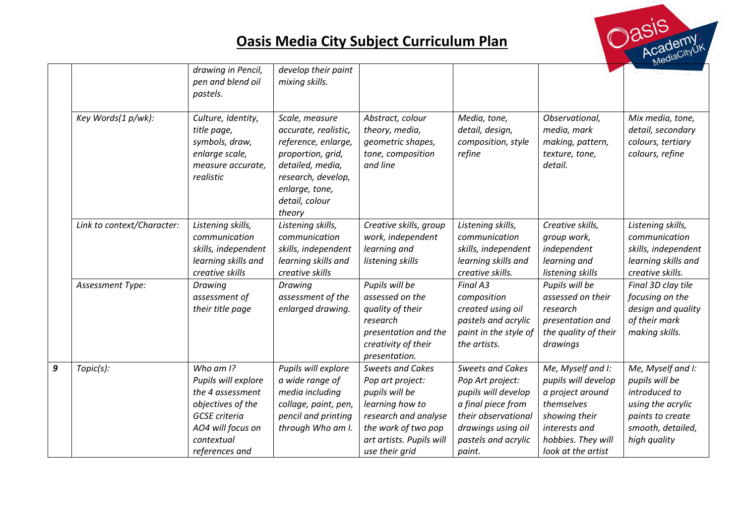# Oasis Media City Subject Curriculum Plan

| | | | | | | | |
|---|---|---|---|---|---|---|---|
| | | *drawing in Pencil, pen and blend oil pastels.* | *develop their paint mixing skills.* | | | | |
| | *Key Words(1 p/wk):* | *Culture, Identity, title page, symbols, draw, enlarge scale, measure accurate, realistic* | *Scale, measure accurate, realistic, reference, enlarge, proportion, grid, detailed, media, research, develop, enlarge, tone, detail, colour theory* | *Abstract, colour theory, media, geometric shapes, tone, composition and line* | *Media, tone, detail, design, composition, style refine* | *Observational, media, mark making, pattern, texture, tone, detail.* | *Mix media, tone, detail, secondary colours, tertiary colours, refine* |
| | *Link to context/Character:* | *Listening skills, communication skills, independent learning skills and creative skills* | *Listening skills, communication skills, independent learning skills and creative skills* | *Creative skills, group work, independent learning and listening skills* | *Listening skills, communication skills, independent learning skills and creative skills.* | *Creative skills, group work, independent learning and listening skills* | *Listening skills, communication skills, independent learning skills and creative skills.* |
| | *Assessment Type:* | *Drawing assessment of their title page* | *Drawing assessment of the enlarged drawing.* | *Pupils will be assessed on the quality of their research presentation and the creativity of their presentation.* | *Final A3 composition created using oil pastels and acrylic paint in the style of the artists.* | *Pupils will be assessed on their research presentation and the quality of their drawings* | *Final 3D clay tile focusing on the design and quality of their mark making skills.* |
| ***9*** | *Topic(s):* | *Who am I? Pupils will explore the 4 assessment objectives of the GCSE criteria AO4 will focus on contextual references and* | *Pupils will explore a wide range of media including collage, paint, pen, pencil and printing through Who am I.* | *Sweets and Cakes Pop art project: pupils will be learning how to research and analyse the work of two pop art artists. Pupils will use their grid* | *Sweets and Cakes Pop Art project: pupils will develop a final piece from their observational drawings using oil pastels and acrylic paint.* | *Me, Myself and I: pupils will develop a project around themselves showing their interests and hobbies. They will look at the artist* | *Me, Myself and I: pupils will be introduced to using the acrylic paints to create smooth, detailed, high quality* |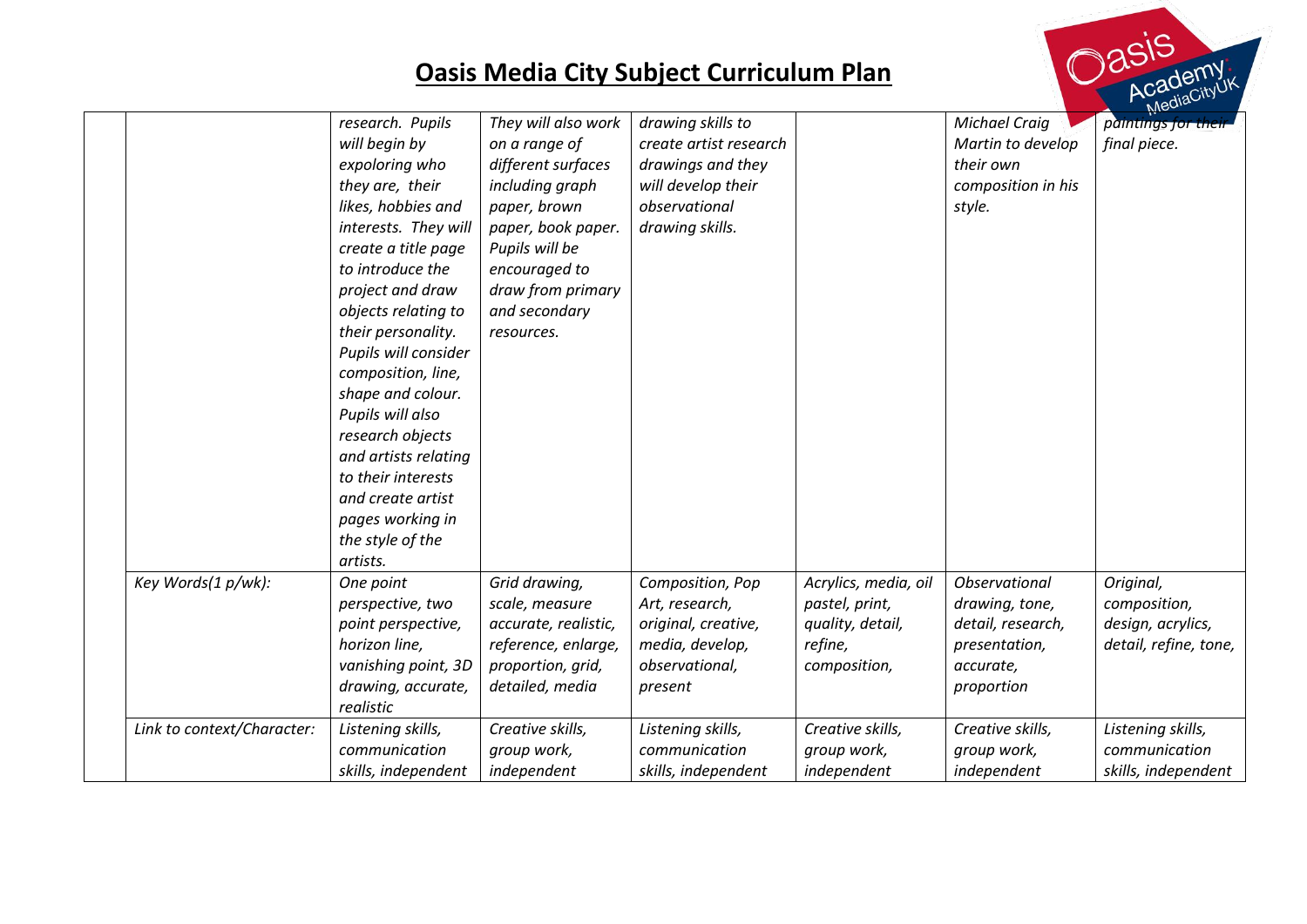# Oasis Media City Subject Curriculum Plan

| | | | | | | | |
|---|---|---|---|---|---|---|---|
| | | *research. Pupils will begin by expoloring who they are, their likes, hobbies and interests. They will create a title page to introduce the project and draw objects relating to their personality. Pupils will consider composition, line, shape and colour. Pupils will also research objects and artists relating to their interests and create artist pages working in the style of the artists.* | *They will also work on a range of different surfaces including graph paper, brown paper, book paper. Pupils will be encouraged to draw from primary and secondary resources.* | *drawing skills to create artist research drawings and they will develop their observational drawing skills.* | | *Michael Craig Martin to develop their own composition in his style.* | *paintings for their final piece.* |
| | *Key Words(1 p/wk):* | *One point perspective, two point perspective, horizon line, vanishing point, 3D drawing, accurate, realistic* | *Grid drawing, scale, measure accurate, realistic, reference, enlarge, proportion, grid, detailed, media* | *Composition, Pop Art, research, original, creative, media, develop, observational, present* | *Acrylics, media, oil pastel, print, quality, detail, refine, composition,* | *Observational drawing, tone, detail, research, presentation, accurate, proportion* | *Original, composition, design, acrylics, detail, refine, tone,* |
| | *Link to context/Character:* | *Listening skills, communication skills, independent* | *Creative skills, group work, independent* | *Listening skills, communication skills, independent* | *Creative skills, group work, independent* | *Creative skills, group work, independent* | *Listening skills, communication skills, independent* |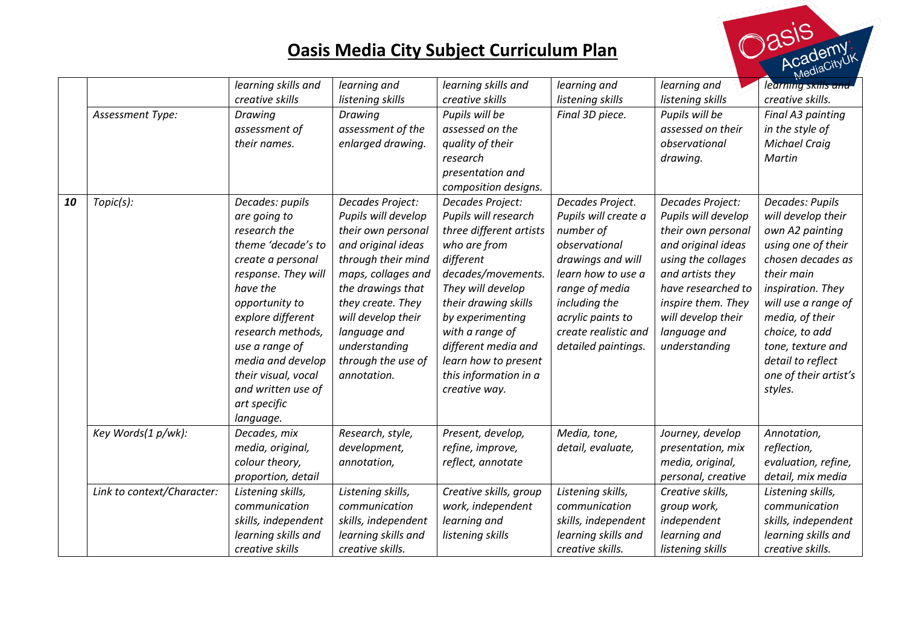# Oasis Media City Subject Curriculum Plan

| | | | | | | | |
|---|---|---|---|---|---|---|---|
| | | *learning skills and creative skills* | *learning and listening skills* | *learning skills and creative skills* | *learning and listening skills* | *learning and listening skills* | *learning skills and creative skills.* |
| | *Assessment Type:* | *Drawing assessment of their names.* | *Drawing assessment of the enlarged drawing.* | *Pupils will be assessed on the quality of their research presentation and composition designs.* | *Final 3D piece.* | *Pupils will be assessed on their observational drawing.* | *Final A3 painting in the style of Michael Craig Martin* |
| ***10*** | *Topic(s):* | *Decades: pupils are going to research the theme 'decade's to create a personal response. They will have the opportunity to explore different research methods, use a range of media and develop their visual, vocal and written use of art specific language.* | *Decades Project: Pupils will develop their own personal and original ideas through their mind maps, collages and the drawings that they create. They will develop their language and understanding through the use of annotation.* | *Decades Project: Pupils will research three different artists who are from different decades/movements. They will develop their drawing skills by experimenting with a range of different media and learn how to present this information in a creative way.* | *Decades Project. Pupils will create a number of observational drawings and will learn how to use a range of media including the acrylic paints to create realistic and detailed paintings.* | *Decades Project: Pupils will develop their own personal and original ideas using the collages and artists they have researched to inspire them. They will develop their language and understanding* | *Decades: Pupils will develop their own A2 painting using one of their chosen decades as their main inspiration. They will use a range of media, of their choice, to add tone, texture and detail to reflect one of their artist's styles.* |
| | *Key Words(1 p/wk):* | *Decades, mix media, original, colour theory, proportion, detail* | *Research, style, development, annotation,* | *Present, develop, refine, improve, reflect, annotate* | *Media, tone, detail, evaluate,* | *Journey, develop presentation, mix media, original, personal, creative* | *Annotation, reflection, evaluation, refine, detail, mix media* |
| | *Link to context/Character:* | *Listening skills, communication skills, independent learning skills and creative skills* | *Listening skills, communication skills, independent learning skills and creative skills.* | *Creative skills, group work, independent learning and listening skills* | *Listening skills, communication skills, independent learning skills and creative skills.* | *Creative skills, group work, independent learning and listening skills* | *Listening skills, communication skills, independent learning skills and creative skills.* |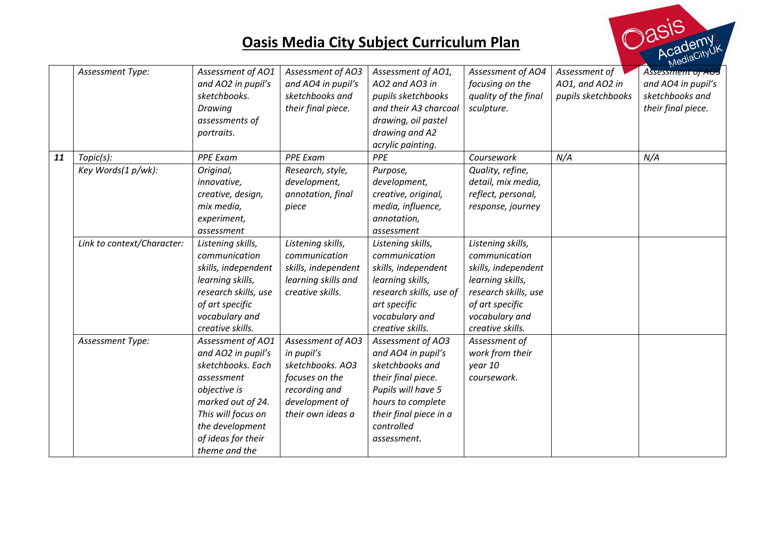# Oasis Media City Subject Curriculum Plan

| | | | | | | | |
|---|---|---|---|---|---|---|---|
| | *Assessment Type:* | *Assessment of AO1 and AO2 in pupil's sketchbooks. Drawing assessments of portraits.* | *Assessment of AO3 and AO4 in pupil's sketchbooks and their final piece.* | *Assessment of AO1, AO2 and AO3 in pupils sketchbooks and their A3 charcoal drawing, oil pastel drawing and A2 acrylic painting.* | *Assessment of AO4 focusing on the quality of the final sculpture.* | *Assessment of AO1, and AO2 in pupils sketchbooks* | *Assessment of AO3 and AO4 in pupil's sketchbooks and their final piece.* |
| ***11*** | *Topic(s):* | *PPE Exam* | *PPE Exam* | *PPE* | *Coursework* | *N/A* | *N/A* |
| | *Key Words(1 p/wk):* | *Original, innovative, creative, design, mix media, experiment, assessment* | *Research, style, development, annotation, final piece* | *Purpose, development, creative, original, media, influence, annotation, assessment* | *Quality, refine, detail, mix media, reflect, personal, response, journey* | | |
| | *Link to context/Character:* | *Listening skills, communication skills, independent learning skills, research skills, use of art specific vocabulary and creative skills.* | *Listening skills, communication skills, independent learning skills and creative skills.* | *Listening skills, communication skills, independent learning skills, research skills, use of art specific vocabulary and creative skills.* | *Listening skills, communication skills, independent learning skills, research skills, use of art specific vocabulary and creative skills.* | | |
| | *Assessment Type:* | *Assessment of AO1 and AO2 in pupil's sketchbooks. Each assessment objective is marked out of 24. This will focus on the development of ideas for their theme and the* | *Assessment of AO3 in pupil's sketchbooks. AO3 focuses on the recording and development of their own ideas a* | *Assessment of AO3 and AO4 in pupil's sketchbooks and their final piece. Pupils will have 5 hours to complete their final piece in a controlled assessment.* | *Assessment of work from their year 10 coursework.* | | |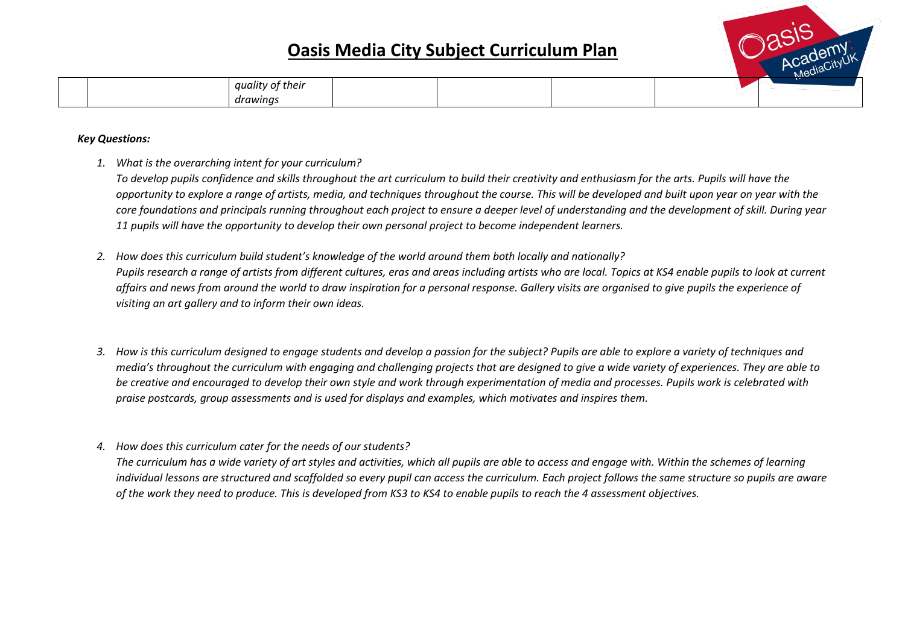# Oasis Media City Subject Curriculum Plan

| | | | | | | | |
|---|---|---|---|---|---|---|---|
| | | *quality of their drawings* | | | | | |

***Key Questions:***

1. *What is the overarching intent for your curriculum?*
   *To develop pupils confidence and skills throughout the art curriculum to build their creativity and enthusiasm for the arts. Pupils will have the opportunity to explore a range of artists, media, and techniques throughout the course. This will be developed and built upon year on year with the core foundations and principals running throughout each project to ensure a deeper level of understanding and the development of skill. During year 11 pupils will have the opportunity to develop their own personal project to become independent learners.*

2. *How does this curriculum build student's knowledge of the world around them both locally and nationally?*
   *Pupils research a range of artists from different cultures, eras and areas including artists who are local. Topics at KS4 enable pupils to look at current affairs and news from around the world to draw inspiration for a personal response. Gallery visits are organised to give pupils the experience of visiting an art gallery and to inform their own ideas.*

3. *How is this curriculum designed to engage students and develop a passion for the subject? Pupils are able to explore a variety of techniques and media's throughout the curriculum with engaging and challenging projects that are designed to give a wide variety of experiences. They are able to be creative and encouraged to develop their own style and work through experimentation of media and processes. Pupils work is celebrated with praise postcards, group assessments and is used for displays and examples, which motivates and inspires them.*

4. *How does this curriculum cater for the needs of our students?*
   *The curriculum has a wide variety of art styles and activities, which all pupils are able to access and engage with. Within the schemes of learning individual lessons are structured and scaffolded so every pupil can access the curriculum. Each project follows the same structure so pupils are aware of the work they need to produce. This is developed from KS3 to KS4 to enable pupils to reach the 4 assessment objectives.*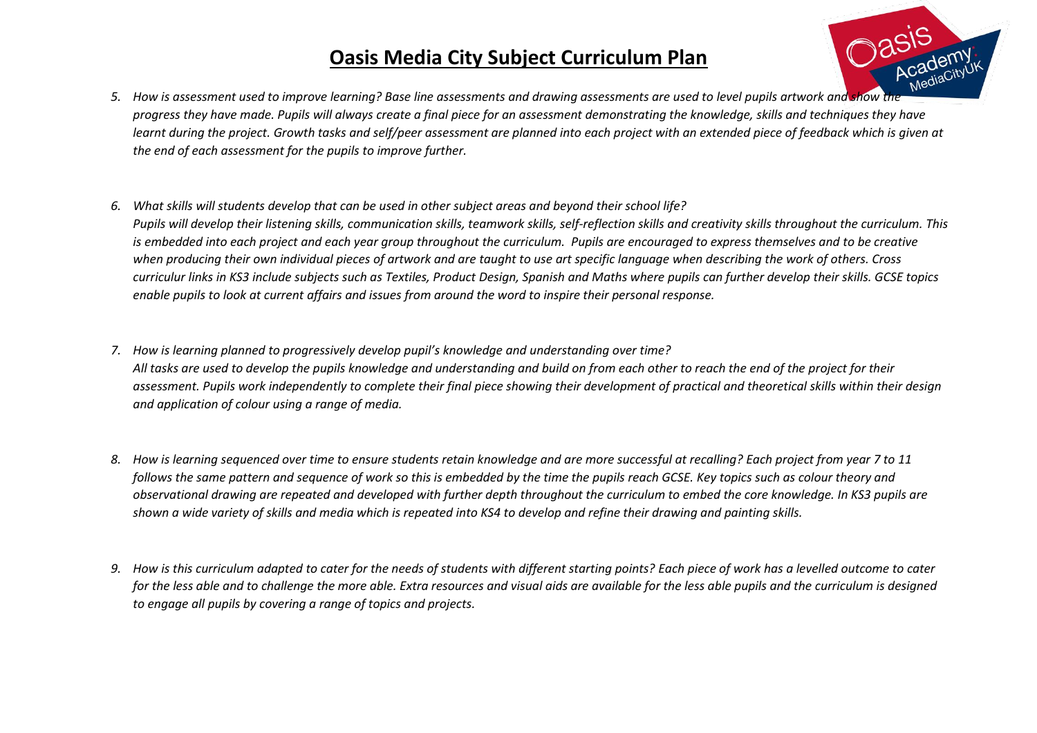# Oasis Media City Subject Curriculum Plan

5. *How is assessment used to improve learning? Base line assessments and drawing assessments are used to level pupils artwork and show the progress they have made. Pupils will always create a final piece for an assessment demonstrating the knowledge, skills and techniques they have learnt during the project. Growth tasks and self/peer assessment are planned into each project with an extended piece of feedback which is given at the end of each assessment for the pupils to improve further.*

6. *What skills will students develop that can be used in other subject areas and beyond their school life? Pupils will develop their listening skills, communication skills, teamwork skills, self-reflection skills and creativity skills throughout the curriculum. This is embedded into each project and each year group throughout the curriculum. Pupils are encouraged to express themselves and to be creative when producing their own individual pieces of artwork and are taught to use art specific language when describing the work of others. Cross curriculur links in KS3 include subjects such as Textiles, Product Design, Spanish and Maths where pupils can further develop their skills. GCSE topics enable pupils to look at current affairs and issues from around the word to inspire their personal response.*

7. *How is learning planned to progressively develop pupil's knowledge and understanding over time? All tasks are used to develop the pupils knowledge and understanding and build on from each other to reach the end of the project for their assessment. Pupils work independently to complete their final piece showing their development of practical and theoretical skills within their design and application of colour using a range of media.*

8. *How is learning sequenced over time to ensure students retain knowledge and are more successful at recalling? Each project from year 7 to 11 follows the same pattern and sequence of work so this is embedded by the time the pupils reach GCSE. Key topics such as colour theory and observational drawing are repeated and developed with further depth throughout the curriculum to embed the core knowledge. In KS3 pupils are shown a wide variety of skills and media which is repeated into KS4 to develop and refine their drawing and painting skills.*

9. *How is this curriculum adapted to cater for the needs of students with different starting points? Each piece of work has a levelled outcome to cater for the less able and to challenge the more able. Extra resources and visual aids are available for the less able pupils and the curriculum is designed to engage all pupils by covering a range of topics and projects.*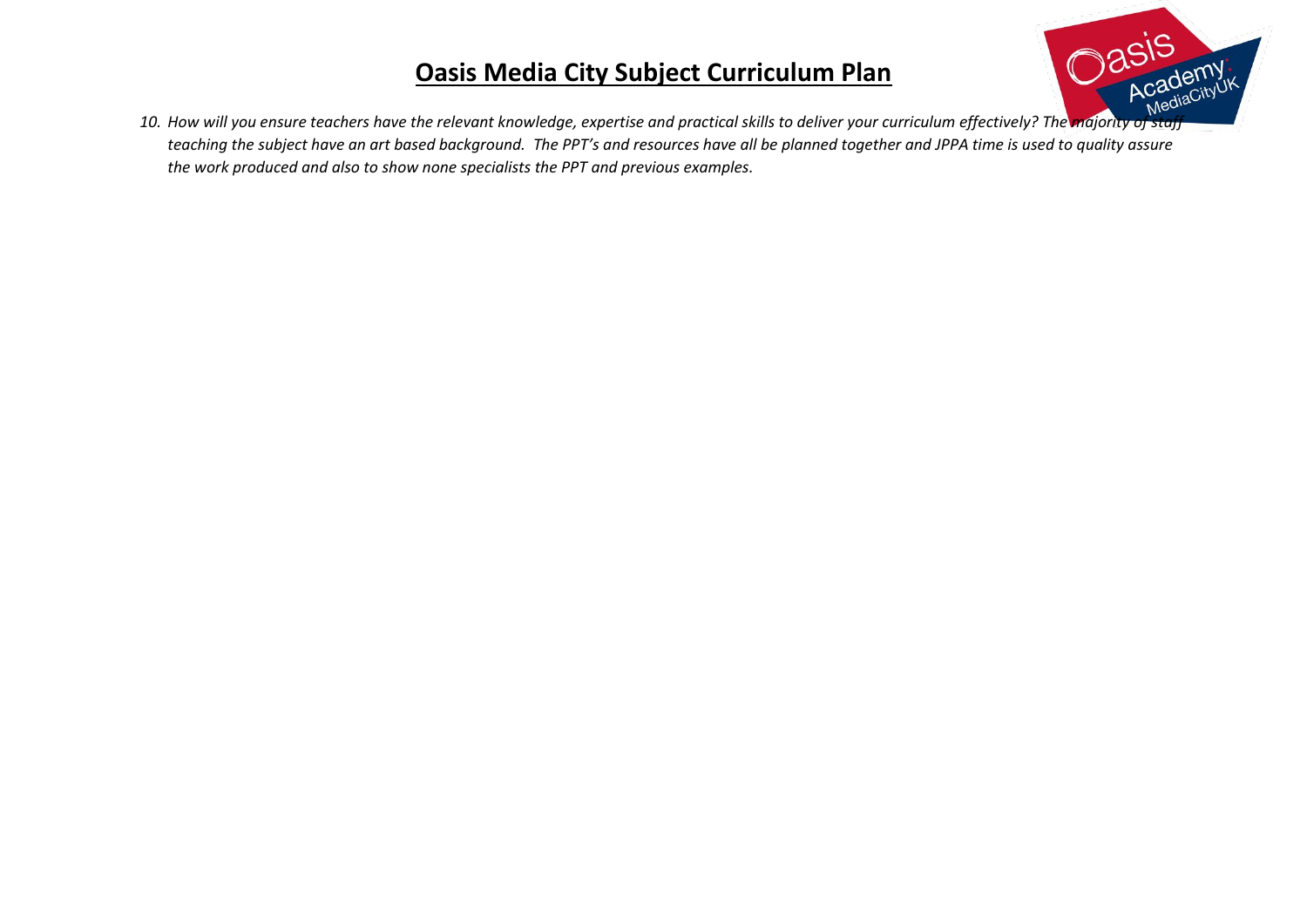# Oasis Media City Subject Curriculum Plan

10. *How will you ensure teachers have the relevant knowledge, expertise and practical skills to deliver your curriculum effectively? The majority of staff teaching the subject have an art based background. The PPT's and resources have all be planned together and JPPA time is used to quality assure the work produced and also to show none specialists the PPT and previous examples.*